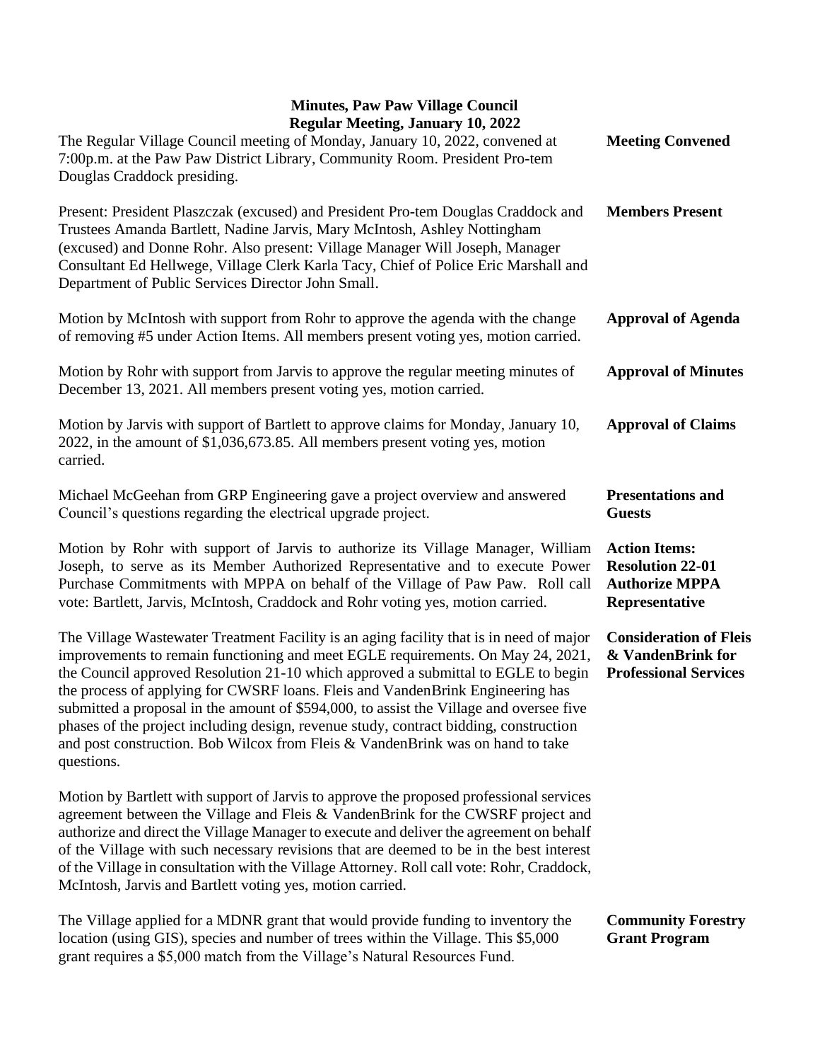# Minutes, Paw Paw Village Council

## Regular Meeting, January 10, 2022

**Meeting Convened**

The Regular Village Council meeting of Monday, January 10, 2022, convened at 7:00p.m. at the Paw Paw District Library, Community Room. President Pro-tem Douglas Craddock presiding.

**Members Present**

Present: President Plaszczak (excused) and President Pro-tem Douglas Craddock and Trustees Amanda Bartlett, Nadine Jarvis, Mary McIntosh, Ashley Nottingham (excused) and Donne Rohr. Also present: Village Manager Will Joseph, Manager Consultant Ed Hellwege, Village Clerk Karla Tacy, Chief of Police Eric Marshall and Department of Public Services Director John Small.

**Approval of Agenda**

Motion by McIntosh with support from Rohr to approve the agenda with the change of removing #5 under Action Items. All members present voting yes, motion carried.

**Approval of Minutes**

Motion by Rohr with support from Jarvis to approve the regular meeting minutes of December 13, 2021. All members present voting yes, motion carried.

**Approval of Claims**

Motion by Jarvis with support of Bartlett to approve claims for Monday, January 10, 2022, in the amount of $1,036,673.85. All members present voting yes, motion carried.

**Presentations and Guests**

Michael McGeehan from GRP Engineering gave a project overview and answered Council's questions regarding the electrical upgrade project.

**Action Items: Resolution 22-01 Authorize MPPA Representative**

Motion by Rohr with support of Jarvis to authorize its Village Manager, William Joseph, to serve as its Member Authorized Representative and to execute Power Purchase Commitments with MPPA on behalf of the Village of Paw Paw. Roll call vote: Bartlett, Jarvis, McIntosh, Craddock and Rohr voting yes, motion carried.

**Consideration of Fleis & VandenBrink for Professional Services**

The Village Wastewater Treatment Facility is an aging facility that is in need of major improvements to remain functioning and meet EGLE requirements. On May 24, 2021, the Council approved Resolution 21-10 which approved a submittal to EGLE to begin the process of applying for CWSRF loans. Fleis and VandenBrink Engineering has submitted a proposal in the amount of $594,000, to assist the Village and oversee five phases of the project including design, revenue study, contract bidding, construction and post construction. Bob Wilcox from Fleis & VandenBrink was on hand to take questions.

Motion by Bartlett with support of Jarvis to approve the proposed professional services agreement between the Village and Fleis & VandenBrink for the CWSRF project and authorize and direct the Village Manager to execute and deliver the agreement on behalf of the Village with such necessary revisions that are deemed to be in the best interest of the Village in consultation with the Village Attorney. Roll call vote: Rohr, Craddock, McIntosh, Jarvis and Bartlett voting yes, motion carried.

**Community Forestry Grant Program**

The Village applied for a MDNR grant that would provide funding to inventory the location (using GIS), species and number of trees within the Village. This $5,000 grant requires a $5,000 match from the Village's Natural Resources Fund.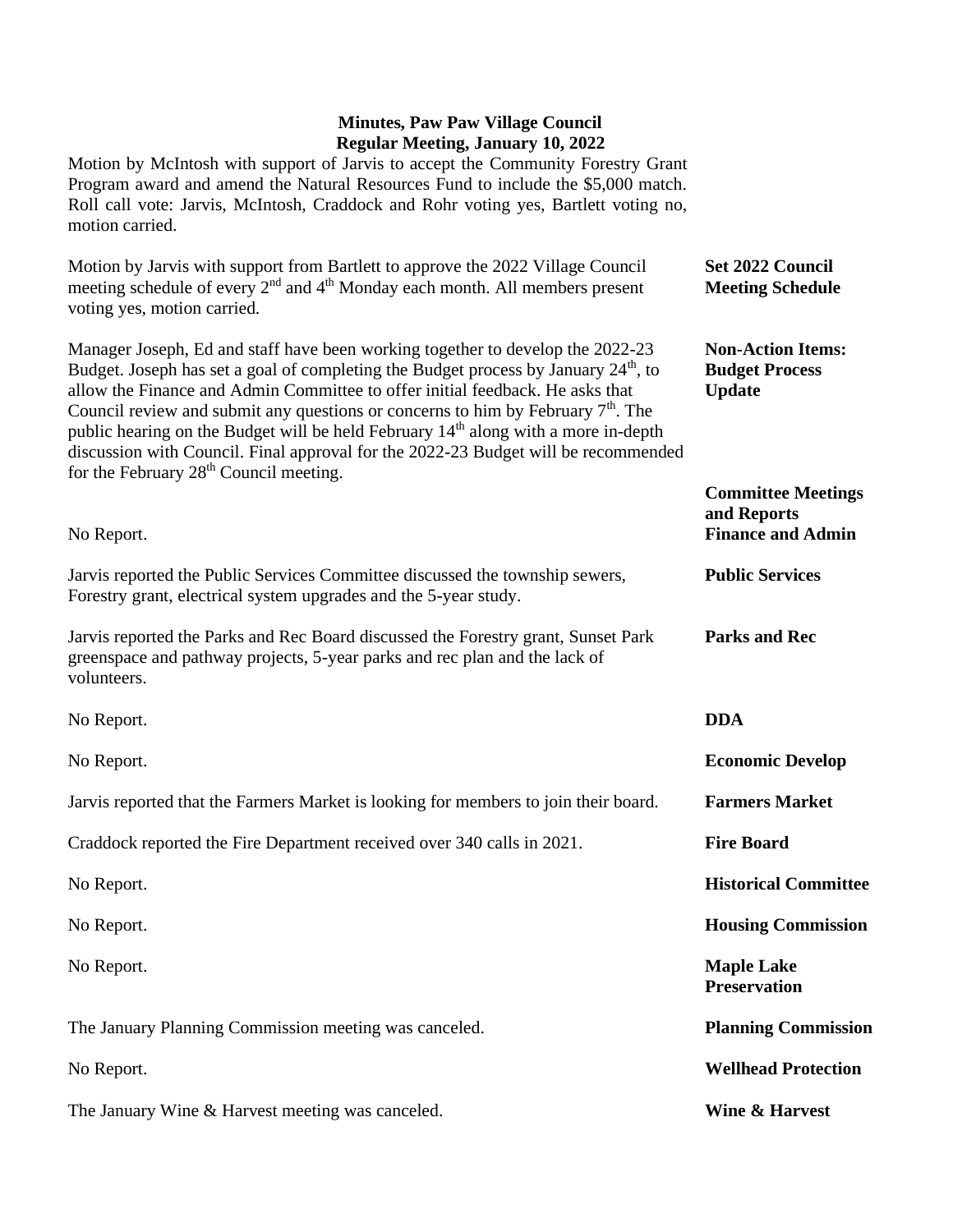**Minutes, Paw Paw Village Council**
**Regular Meeting, January 10, 2022**

Motion by McIntosh with support of Jarvis to accept the Community Forestry Grant Program award and amend the Natural Resources Fund to include the $5,000 match. Roll call vote: Jarvis, McIntosh, Craddock and Rohr voting yes, Bartlett voting no, motion carried.

**Set 2022 Council Meeting Schedule**

Motion by Jarvis with support from Bartlett to approve the 2022 Village Council meeting schedule of every 2nd and 4th Monday each month. All members present voting yes, motion carried.

**Non-Action Items: Budget Process Update**

Manager Joseph, Ed and staff have been working together to develop the 2022-23 Budget. Joseph has set a goal of completing the Budget process by January 24th, to allow the Finance and Admin Committee to offer initial feedback. He asks that Council review and submit any questions or concerns to him by February 7th. The public hearing on the Budget will be held February 14th along with a more in-depth discussion with Council. Final approval for the 2022-23 Budget will be recommended for the February 28th Council meeting.

**Committee Meetings and Reports**

**Finance and Admin**

No Report.

**Public Services**

Jarvis reported the Public Services Committee discussed the township sewers, Forestry grant, electrical system upgrades and the 5-year study.

**Parks and Rec**

Jarvis reported the Parks and Rec Board discussed the Forestry grant, Sunset Park greenspace and pathway projects, 5-year parks and rec plan and the lack of volunteers.

**DDA**

No Report.

**Economic Develop**

No Report.

**Farmers Market**

Jarvis reported that the Farmers Market is looking for members to join their board.

**Fire Board**

Craddock reported the Fire Department received over 340 calls in 2021.

**Historical Committee**

No Report.

**Housing Commission**

No Report.

**Maple Lake Preservation**

No Report.

**Planning Commission**

The January Planning Commission meeting was canceled.

**Wellhead Protection**

No Report.

**Wine & Harvest**

The January Wine & Harvest meeting was canceled.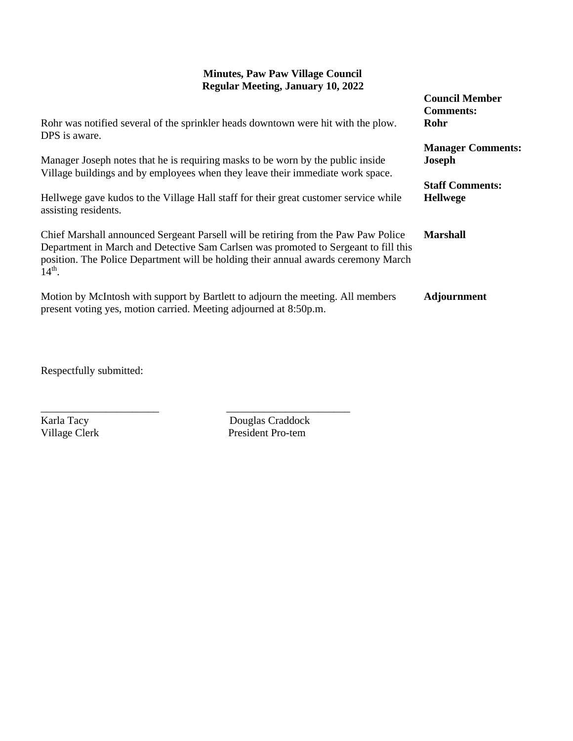**Minutes, Paw Paw Village Council**
**Regular Meeting, January 10, 2022**

**Council Member Comments: Rohr**

Rohr was notified several of the sprinkler heads downtown were hit with the plow. DPS is aware.

**Manager Comments: Joseph**

Manager Joseph notes that he is requiring masks to be worn by the public inside Village buildings and by employees when they leave their immediate work space.

**Staff Comments: Hellwege**

Hellwege gave kudos to the Village Hall staff for their great customer service while assisting residents.

**Marshall**

Chief Marshall announced Sergeant Parsell will be retiring from the Paw Paw Police Department in March and Detective Sam Carlsen was promoted to Sergeant to fill this position. The Police Department will be holding their annual awards ceremony March 14th.

**Adjournment**

Motion by McIntosh with support by Bartlett to adjourn the meeting. All members present voting yes, motion carried. Meeting adjourned at 8:50p.m.

Respectfully submitted:

______________________ ______________________

Karla Tacy Douglas Craddock
Village Clerk President Pro-tem